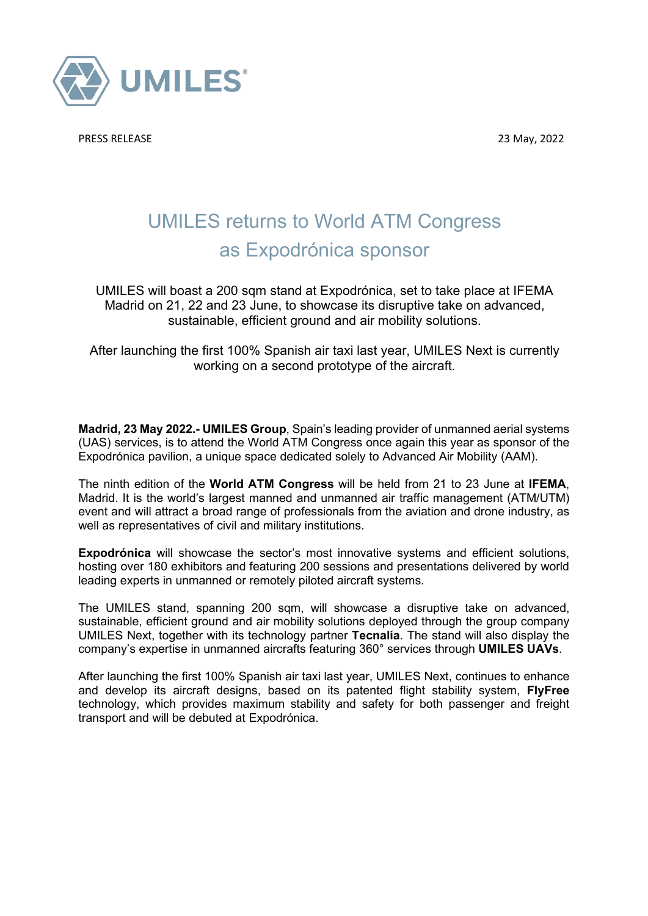UMILES®

PRESS RELEASE

23 May, 2022

# UMILES returns to World ATM Congress as Expodrónica sponsor

UMILES will boast a 200 sqm stand at Expodrónica, set to take place at IFEMA Madrid on 21, 22 and 23 June, to showcase its disruptive take on advanced, sustainable, efficient ground and air mobility solutions.

After launching the first 100% Spanish air taxi last year, UMILES Next is currently working on a second prototype of the aircraft.

**Madrid, 23 May 2022.- UMILES Group**, Spain's leading provider of unmanned aerial systems (UAS) services, is to attend the World ATM Congress once again this year as sponsor of the Expodrónica pavilion, a unique space dedicated solely to Advanced Air Mobility (AAM).

The ninth edition of the **World ATM Congress** will be held from 21 to 23 June at **IFEMA**, Madrid. It is the world's largest manned and unmanned air traffic management (ATM/UTM) event and will attract a broad range of professionals from the aviation and drone industry, as well as representatives of civil and military institutions.

**Expodrónica** will showcase the sector's most innovative systems and efficient solutions, hosting over 180 exhibitors and featuring 200 sessions and presentations delivered by world leading experts in unmanned or remotely piloted aircraft systems.

The UMILES stand, spanning 200 sqm, will showcase a disruptive take on advanced, sustainable, efficient ground and air mobility solutions deployed through the group company UMILES Next, together with its technology partner **Tecnalia**. The stand will also display the company's expertise in unmanned aircrafts featuring 360° services through **UMILES UAVs**.

After launching the first 100% Spanish air taxi last year, UMILES Next, continues to enhance and develop its aircraft designs, based on its patented flight stability system, **FlyFree** technology, which provides maximum stability and safety for both passenger and freight transport and will be debuted at Expodrónica.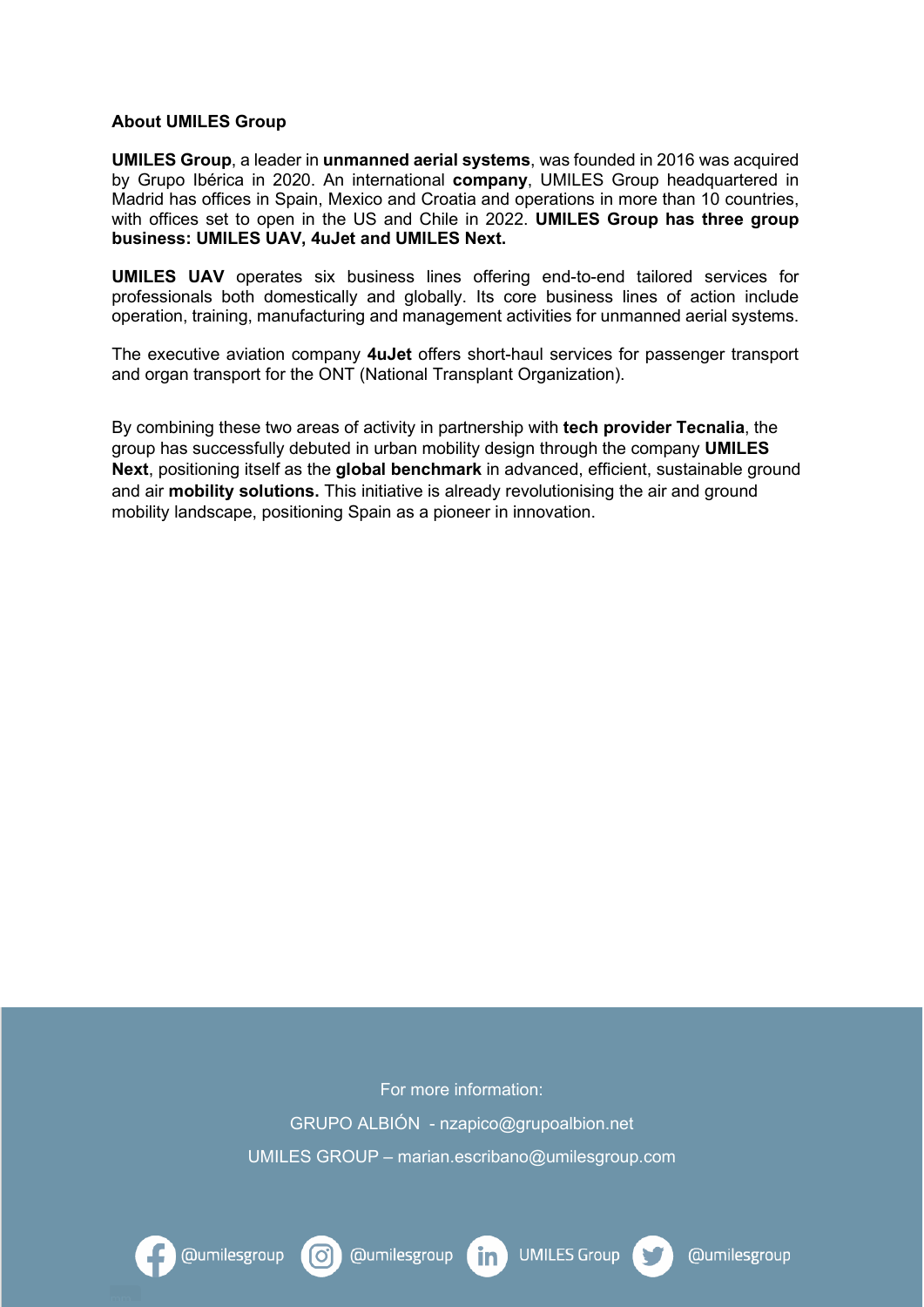**About UMILES Group**

**UMILES Group**, a leader in **unmanned aerial systems**, was founded in 2016 was acquired by Grupo Ibérica in 2020. An international **company**, UMILES Group headquartered in Madrid has offices in Spain, Mexico and Croatia and operations in more than 10 countries, with offices set to open in the US and Chile in 2022. **UMILES Group has three group business: UMILES UAV, 4uJet and UMILES Next.**

**UMILES UAV** operates six business lines offering end-to-end tailored services for professionals both domestically and globally. Its core business lines of action include operation, training, manufacturing and management activities for unmanned aerial systems.

The executive aviation company **4uJet** offers short-haul services for passenger transport and organ transport for the ONT (National Transplant Organization).

By combining these two areas of activity in partnership with **tech provider Tecnalia**, the group has successfully debuted in urban mobility design through the company **UMILES Next**, positioning itself as the **global benchmark** in advanced, efficient, sustainable ground and air **mobility solutions.** This initiative is already revolutionising the air and ground mobility landscape, positioning Spain as a pioneer in innovation.

For more information:

GRUPO ALBIÓN - nzapico@grupoalbion.net

UMILES GROUP – marian.escribano@umilesgroup.com

@umilesgroup @umilesgroup UMILES Group @umilesgroup